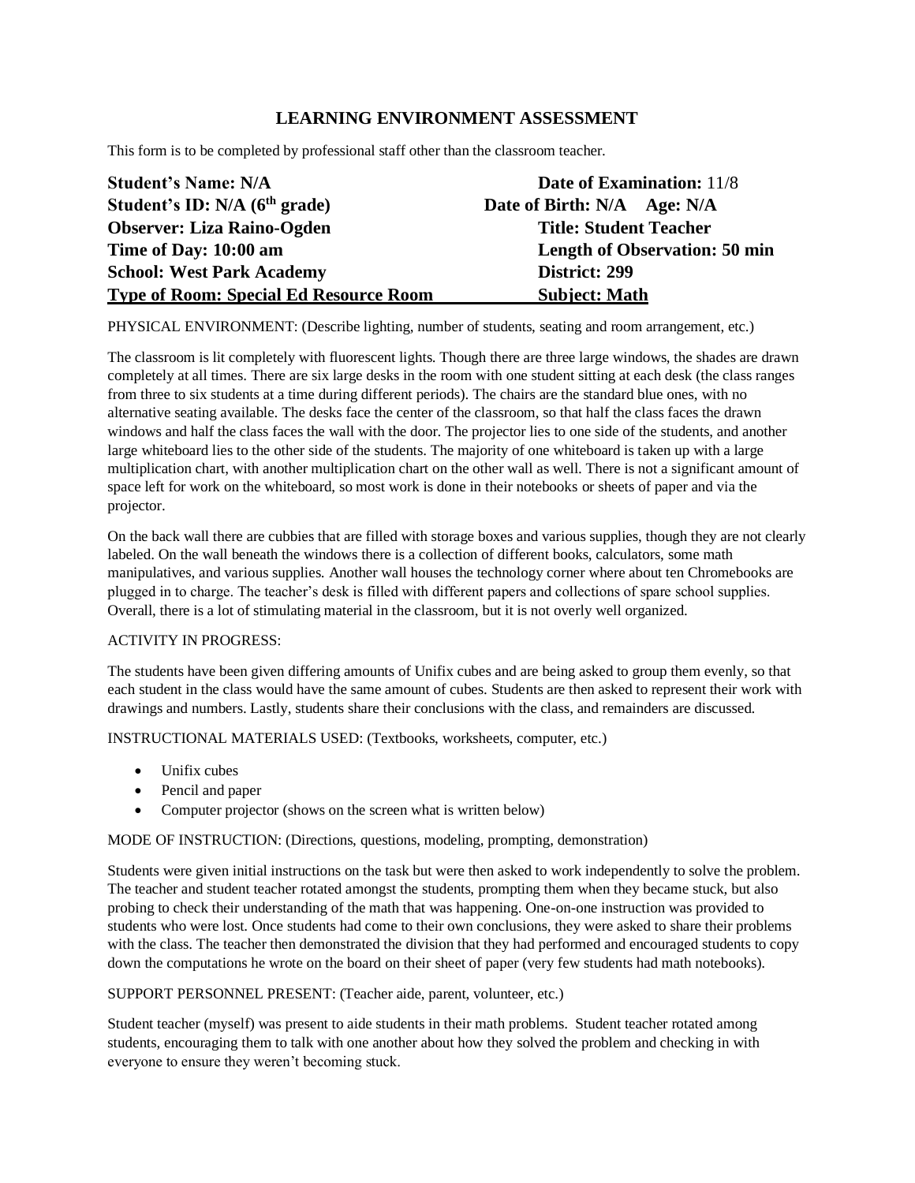# LEARNING ENVIRONMENT ASSESSMENT

This form is to be completed by professional staff other than the classroom teacher.

**Student's Name: N/A** **Date of Examination:** 11/8
**Student's ID: N/A (6th grade)** **Date of Birth: N/A Age: N/A**
**Observer: Liza Raino-Ogden** **Title: Student Teacher**
**Time of Day: 10:00 am** **Length of Observation: 50 min**
**School: West Park Academy** **District: 299**
**Type of Room: Special Ed Resource Room** **Subject: Math**

PHYSICAL ENVIRONMENT: (Describe lighting, number of students, seating and room arrangement, etc.)

The classroom is lit completely with fluorescent lights. Though there are three large windows, the shades are drawn completely at all times. There are six large desks in the room with one student sitting at each desk (the class ranges from three to six students at a time during different periods). The chairs are the standard blue ones, with no alternative seating available. The desks face the center of the classroom, so that half the class faces the drawn windows and half the class faces the wall with the door. The projector lies to one side of the students, and another large whiteboard lies to the other side of the students. The majority of one whiteboard is taken up with a large multiplication chart, with another multiplication chart on the other wall as well. There is not a significant amount of space left for work on the whiteboard, so most work is done in their notebooks or sheets of paper and via the projector.

On the back wall there are cubbies that are filled with storage boxes and various supplies, though they are not clearly labeled. On the wall beneath the windows there is a collection of different books, calculators, some math manipulatives, and various supplies. Another wall houses the technology corner where about ten Chromebooks are plugged in to charge. The teacher's desk is filled with different papers and collections of spare school supplies. Overall, there is a lot of stimulating material in the classroom, but it is not overly well organized.

ACTIVITY IN PROGRESS:

The students have been given differing amounts of Unifix cubes and are being asked to group them evenly, so that each student in the class would have the same amount of cubes. Students are then asked to represent their work with drawings and numbers. Lastly, students share their conclusions with the class, and remainders are discussed.

INSTRUCTIONAL MATERIALS USED: (Textbooks, worksheets, computer, etc.)

- Unifix cubes
- Pencil and paper
- Computer projector (shows on the screen what is written below)

MODE OF INSTRUCTION: (Directions, questions, modeling, prompting, demonstration)

Students were given initial instructions on the task but were then asked to work independently to solve the problem. The teacher and student teacher rotated amongst the students, prompting them when they became stuck, but also probing to check their understanding of the math that was happening. One-on-one instruction was provided to students who were lost. Once students had come to their own conclusions, they were asked to share their problems with the class. The teacher then demonstrated the division that they had performed and encouraged students to copy down the computations he wrote on the board on their sheet of paper (very few students had math notebooks).

SUPPORT PERSONNEL PRESENT: (Teacher aide, parent, volunteer, etc.)

Student teacher (myself) was present to aide students in their math problems. Student teacher rotated among students, encouraging them to talk with one another about how they solved the problem and checking in with everyone to ensure they weren't becoming stuck.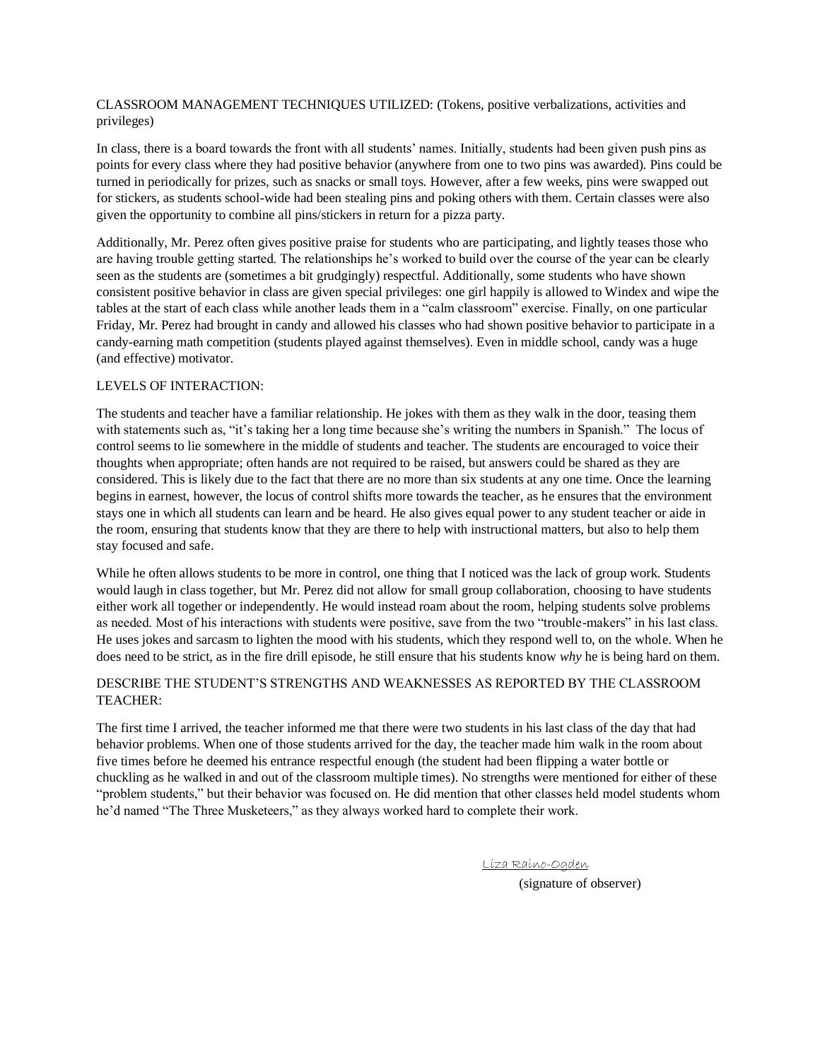CLASSROOM MANAGEMENT TECHNIQUES UTILIZED: (Tokens, positive verbalizations, activities and privileges)

In class, there is a board towards the front with all students' names. Initially, students had been given push pins as points for every class where they had positive behavior (anywhere from one to two pins was awarded). Pins could be turned in periodically for prizes, such as snacks or small toys. However, after a few weeks, pins were swapped out for stickers, as students school-wide had been stealing pins and poking others with them. Certain classes were also given the opportunity to combine all pins/stickers in return for a pizza party.

Additionally, Mr. Perez often gives positive praise for students who are participating, and lightly teases those who are having trouble getting started. The relationships he's worked to build over the course of the year can be clearly seen as the students are (sometimes a bit grudgingly) respectful. Additionally, some students who have shown consistent positive behavior in class are given special privileges: one girl happily is allowed to Windex and wipe the tables at the start of each class while another leads them in a "calm classroom" exercise. Finally, on one particular Friday, Mr. Perez had brought in candy and allowed his classes who had shown positive behavior to participate in a candy-earning math competition (students played against themselves). Even in middle school, candy was a huge (and effective) motivator.

LEVELS OF INTERACTION:

The students and teacher have a familiar relationship. He jokes with them as they walk in the door, teasing them with statements such as, "it's taking her a long time because she's writing the numbers in Spanish." The locus of control seems to lie somewhere in the middle of students and teacher. The students are encouraged to voice their thoughts when appropriate; often hands are not required to be raised, but answers could be shared as they are considered. This is likely due to the fact that there are no more than six students at any one time. Once the learning begins in earnest, however, the locus of control shifts more towards the teacher, as he ensures that the environment stays one in which all students can learn and be heard. He also gives equal power to any student teacher or aide in the room, ensuring that students know that they are there to help with instructional matters, but also to help them stay focused and safe.

While he often allows students to be more in control, one thing that I noticed was the lack of group work. Students would laugh in class together, but Mr. Perez did not allow for small group collaboration, choosing to have students either work all together or independently. He would instead roam about the room, helping students solve problems as needed. Most of his interactions with students were positive, save from the two "trouble-makers" in his last class. He uses jokes and sarcasm to lighten the mood with his students, which they respond well to, on the whole. When he does need to be strict, as in the fire drill episode, he still ensure that his students know *why* he is being hard on them.

DESCRIBE THE STUDENT'S STRENGTHS AND WEAKNESSES AS REPORTED BY THE CLASSROOM TEACHER:

The first time I arrived, the teacher informed me that there were two students in his last class of the day that had behavior problems. When one of those students arrived for the day, the teacher made him walk in the room about five times before he deemed his entrance respectful enough (the student had been flipping a water bottle or chuckling as he walked in and out of the classroom multiple times). No strengths were mentioned for either of these "problem students," but their behavior was focused on. He did mention that other classes held model students whom he'd named "The Three Musketeers," as they always worked hard to complete their work.

Liza Raino-Ogden

(signature of observer)